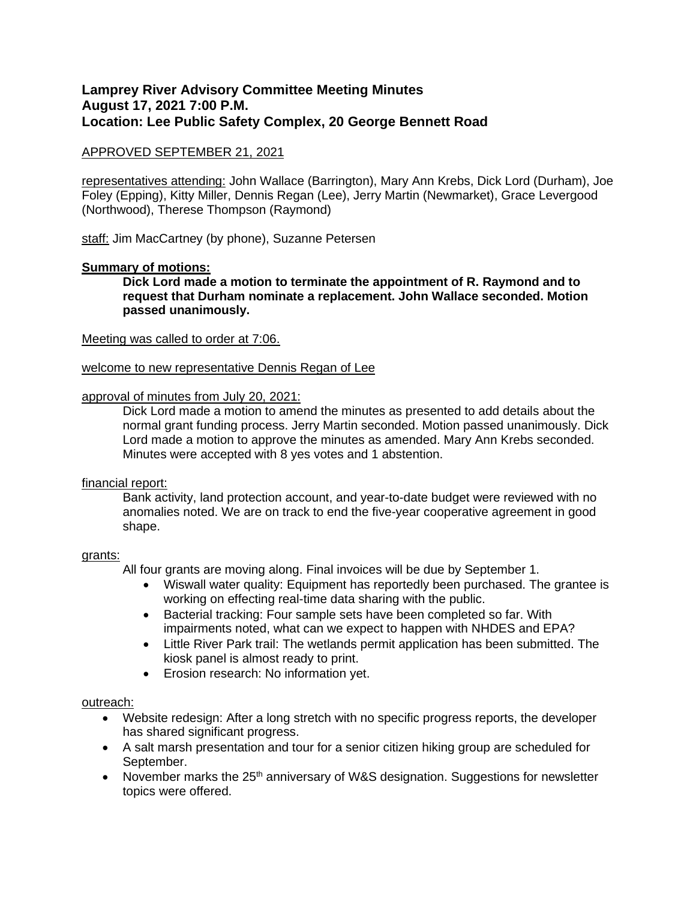**Lamprey River Advisory Committee Meeting Minutes**
**August 17, 2021 7:00 P.M.**
**Location: Lee Public Safety Complex, 20 George Bennett Road**

APPROVED SEPTEMBER 21, 2021

representatives attending: John Wallace (Barrington), Mary Ann Krebs, Dick Lord (Durham), Joe Foley (Epping), Kitty Miller, Dennis Regan (Lee), Jerry Martin (Newmarket), Grace Levergood (Northwood), Therese Thompson (Raymond)

staff: Jim MacCartney (by phone), Suzanne Petersen

**Summary of motions:**

> **Dick Lord made a motion to terminate the appointment of R. Raymond and to request that Durham nominate a replacement. John Wallace seconded. Motion passed unanimously.**

Meeting was called to order at 7:06.

welcome to new representative Dennis Regan of Lee

approval of minutes from July 20, 2021:

> Dick Lord made a motion to amend the minutes as presented to add details about the normal grant funding process. Jerry Martin seconded. Motion passed unanimously. Dick Lord made a motion to approve the minutes as amended. Mary Ann Krebs seconded. Minutes were accepted with 8 yes votes and 1 abstention.

financial report:

> Bank activity, land protection account, and year-to-date budget were reviewed with no anomalies noted. We are on track to end the five-year cooperative agreement in good shape.

grants:

> All four grants are moving along. Final invoices will be due by September 1.
>
> - Wiswall water quality: Equipment has reportedly been purchased. The grantee is working on effecting real-time data sharing with the public.
> - Bacterial tracking: Four sample sets have been completed so far. With impairments noted, what can we expect to happen with NHDES and EPA?
> - Little River Park trail: The wetlands permit application has been submitted. The kiosk panel is almost ready to print.
> - Erosion research: No information yet.

outreach:

- Website redesign: After a long stretch with no specific progress reports, the developer has shared significant progress.
- A salt marsh presentation and tour for a senior citizen hiking group are scheduled for September.
- November marks the 25th anniversary of W&S designation. Suggestions for newsletter topics were offered.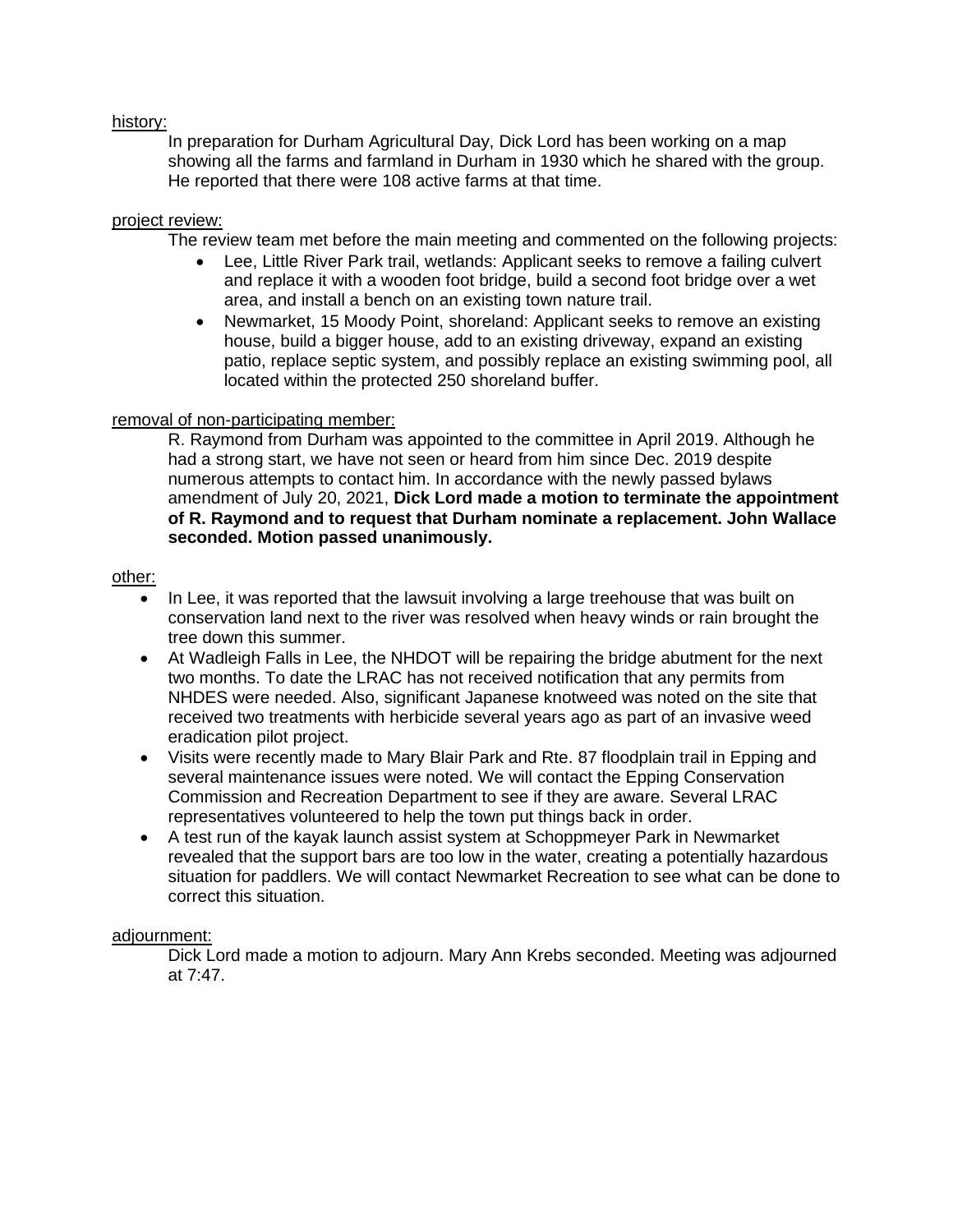history:

In preparation for Durham Agricultural Day, Dick Lord has been working on a map showing all the farms and farmland in Durham in 1930 which he shared with the group. He reported that there were 108 active farms at that time.

project review:

The review team met before the main meeting and commented on the following projects:

- Lee, Little River Park trail, wetlands: Applicant seeks to remove a failing culvert and replace it with a wooden foot bridge, build a second foot bridge over a wet area, and install a bench on an existing town nature trail.
- Newmarket, 15 Moody Point, shoreland: Applicant seeks to remove an existing house, build a bigger house, add to an existing driveway, expand an existing patio, replace septic system, and possibly replace an existing swimming pool, all located within the protected 250 shoreland buffer.

removal of non-participating member:

R. Raymond from Durham was appointed to the committee in April 2019. Although he had a strong start, we have not seen or heard from him since Dec. 2019 despite numerous attempts to contact him. In accordance with the newly passed bylaws amendment of July 20, 2021, **Dick Lord made a motion to terminate the appointment of R. Raymond and to request that Durham nominate a replacement. John Wallace seconded. Motion passed unanimously.**

other:

- In Lee, it was reported that the lawsuit involving a large treehouse that was built on conservation land next to the river was resolved when heavy winds or rain brought the tree down this summer.
- At Wadleigh Falls in Lee, the NHDOT will be repairing the bridge abutment for the next two months. To date the LRAC has not received notification that any permits from NHDES were needed. Also, significant Japanese knotweed was noted on the site that received two treatments with herbicide several years ago as part of an invasive weed eradication pilot project.
- Visits were recently made to Mary Blair Park and Rte. 87 floodplain trail in Epping and several maintenance issues were noted. We will contact the Epping Conservation Commission and Recreation Department to see if they are aware. Several LRAC representatives volunteered to help the town put things back in order.
- A test run of the kayak launch assist system at Schoppmeyer Park in Newmarket revealed that the support bars are too low in the water, creating a potentially hazardous situation for paddlers. We will contact Newmarket Recreation to see what can be done to correct this situation.

adjournment:

Dick Lord made a motion to adjourn. Mary Ann Krebs seconded. Meeting was adjourned at 7:47.